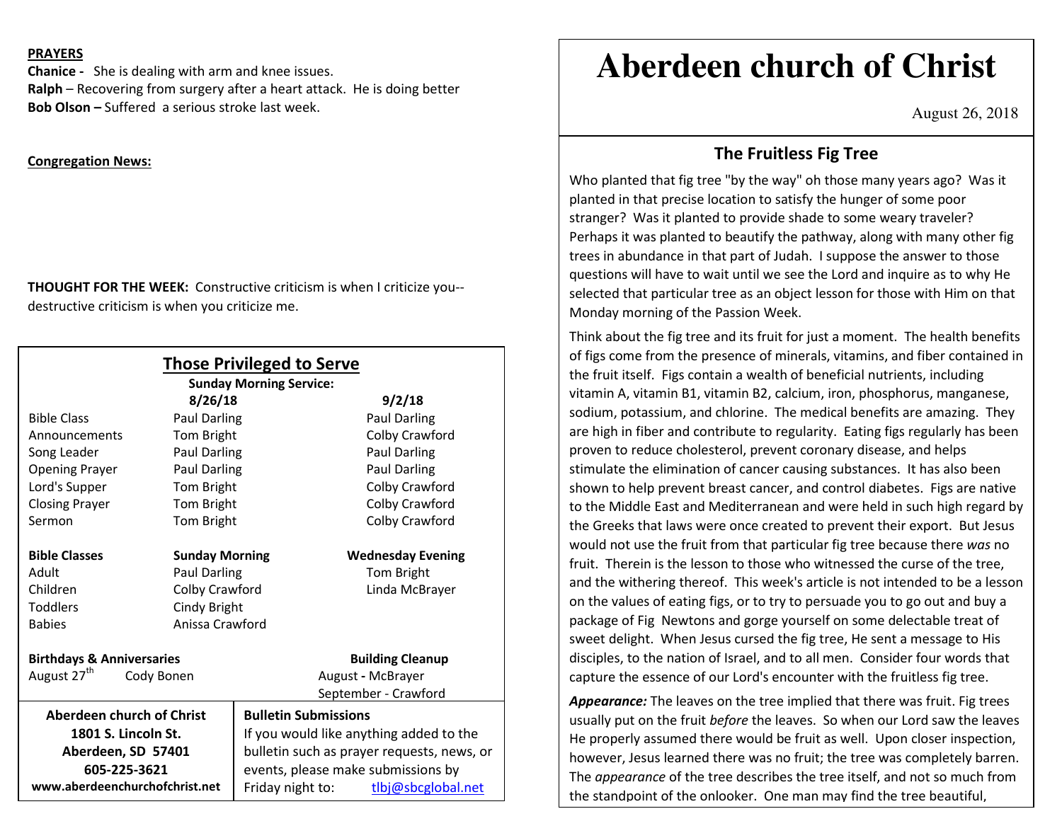**PRAYERS**

**Chanice -** She is dealing with arm and knee issues.
**Ralph** – Recovering from surgery after a heart attack. He is doing better
**Bob Olson –** Suffered a serious stroke last week.

**Congregation News:**

**THOUGHT FOR THE WEEK:** Constructive criticism is when I criticize you--destructive criticism is when you criticize me.

## Those Privileged to Serve

**Sunday Morning Service:**

| | **8/26/18** | **9/2/18** |
|---|---|---|
| Bible Class | Paul Darling | Paul Darling |
| Announcements | Tom Bright | Colby Crawford |
| Song Leader | Paul Darling | Paul Darling |
| Opening Prayer | Paul Darling | Paul Darling |
| Lord's Supper | Tom Bright | Colby Crawford |
| Closing Prayer | Tom Bright | Colby Crawford |
| Sermon | Tom Bright | Colby Crawford |

| **Bible Classes** | **Sunday Morning** | **Wednesday Evening** |
|---|---|---|
| Adult | Paul Darling | Tom Bright |
| Children | Colby Crawford | Linda McBrayer |
| Toddlers | Cindy Bright | |
| Babies | Anissa Crawford | |

**Birthdays & Anniversaries**
August 27th Cody Bonen

**Building Cleanup**
August - McBrayer
September - Crawford

**Aberdeen church of Christ**
**1801 S. Lincoln St.**
**Aberdeen, SD 57401**
**605-225-3621**
**www.aberdeenchurchofchrist.net**

**Bulletin Submissions**
If you would like anything added to the bulletin such as prayer requests, news, or events, please make submissions by Friday night to: tlbj@sbcglobal.net

# Aberdeen church of Christ

August 26, 2018

## The Fruitless Fig Tree

Who planted that fig tree "by the way" oh those many years ago? Was it planted in that precise location to satisfy the hunger of some poor stranger? Was it planted to provide shade to some weary traveler? Perhaps it was planted to beautify the pathway, along with many other fig trees in abundance in that part of Judah. I suppose the answer to those questions will have to wait until we see the Lord and inquire as to why He selected that particular tree as an object lesson for those with Him on that Monday morning of the Passion Week.

Think about the fig tree and its fruit for just a moment. The health benefits of figs come from the presence of minerals, vitamins, and fiber contained in the fruit itself. Figs contain a wealth of beneficial nutrients, including vitamin A, vitamin B1, vitamin B2, calcium, iron, phosphorus, manganese, sodium, potassium, and chlorine. The medical benefits are amazing. They are high in fiber and contribute to regularity. Eating figs regularly has been proven to reduce cholesterol, prevent coronary disease, and helps stimulate the elimination of cancer causing substances. It has also been shown to help prevent breast cancer, and control diabetes. Figs are native to the Middle East and Mediterranean and were held in such high regard by the Greeks that laws were once created to prevent their export. But Jesus would not use the fruit from that particular fig tree because there *was* no fruit. Therein is the lesson to those who witnessed the curse of the tree, and the withering thereof. This week's article is not intended to be a lesson on the values of eating figs, or to try to persuade you to go out and buy a package of Fig Newtons and gorge yourself on some delectable treat of sweet delight. When Jesus cursed the fig tree, He sent a message to His disciples, to the nation of Israel, and to all men. Consider four words that capture the essence of our Lord's encounter with the fruitless fig tree.

***Appearance:*** The leaves on the tree implied that there was fruit. Fig trees usually put on the fruit *before* the leaves. So when our Lord saw the leaves He properly assumed there would be fruit as well. Upon closer inspection, however, Jesus learned there was no fruit; the tree was completely barren. The *appearance* of the tree describes the tree itself, and not so much from the standpoint of the onlooker. One man may find the tree beautiful,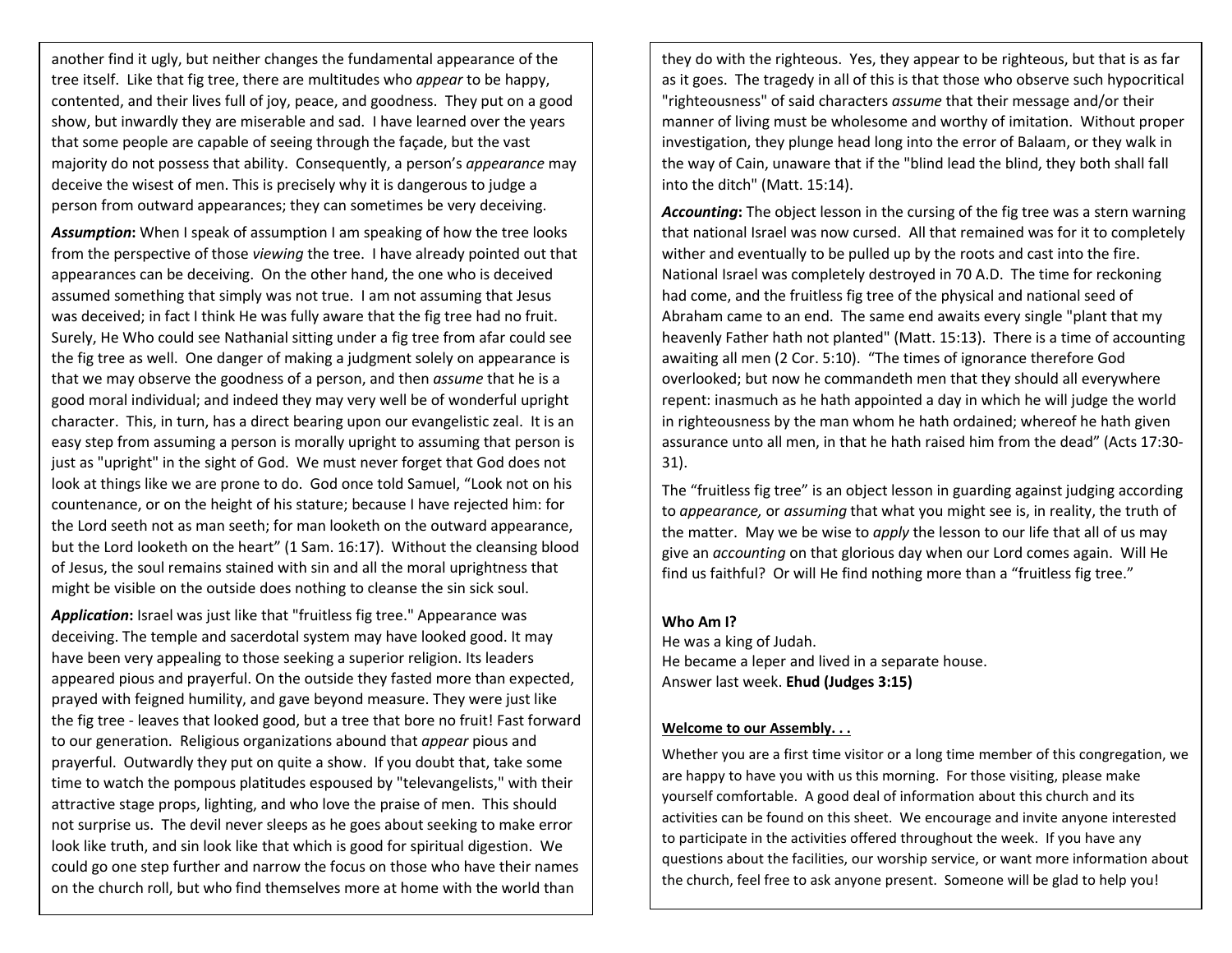another find it ugly, but neither changes the fundamental appearance of the tree itself. Like that fig tree, there are multitudes who *appear* to be happy, contented, and their lives full of joy, peace, and goodness. They put on a good show, but inwardly they are miserable and sad. I have learned over the years that some people are capable of seeing through the façade, but the vast majority do not possess that ability. Consequently, a person's *appearance* may deceive the wisest of men. This is precisely why it is dangerous to judge a person from outward appearances; they can sometimes be very deceiving.

***Assumption*:** When I speak of assumption I am speaking of how the tree looks from the perspective of those *viewing* the tree. I have already pointed out that appearances can be deceiving. On the other hand, the one who is deceived assumed something that simply was not true. I am not assuming that Jesus was deceived; in fact I think He was fully aware that the fig tree had no fruit. Surely, He Who could see Nathanial sitting under a fig tree from afar could see the fig tree as well. One danger of making a judgment solely on appearance is that we may observe the goodness of a person, and then *assume* that he is a good moral individual; and indeed they may very well be of wonderful upright character. This, in turn, has a direct bearing upon our evangelistic zeal. It is an easy step from assuming a person is morally upright to assuming that person is just as "upright" in the sight of God. We must never forget that God does not look at things like we are prone to do. God once told Samuel, "Look not on his countenance, or on the height of his stature; because I have rejected him: for the Lord seeth not as man seeth; for man looketh on the outward appearance, but the Lord looketh on the heart" (1 Sam. 16:17). Without the cleansing blood of Jesus, the soul remains stained with sin and all the moral uprightness that might be visible on the outside does nothing to cleanse the sin sick soul.

***Application*:** Israel was just like that "fruitless fig tree." Appearance was deceiving. The temple and sacerdotal system may have looked good. It may have been very appealing to those seeking a superior religion. Its leaders appeared pious and prayerful. On the outside they fasted more than expected, prayed with feigned humility, and gave beyond measure. They were just like the fig tree - leaves that looked good, but a tree that bore no fruit! Fast forward to our generation. Religious organizations abound that *appear* pious and prayerful. Outwardly they put on quite a show. If you doubt that, take some time to watch the pompous platitudes espoused by "televangelists," with their attractive stage props, lighting, and who love the praise of men. This should not surprise us. The devil never sleeps as he goes about seeking to make error look like truth, and sin look like that which is good for spiritual digestion. We could go one step further and narrow the focus on those who have their names on the church roll, but who find themselves more at home with the world than they do with the righteous. Yes, they appear to be righteous, but that is as far as it goes. The tragedy in all of this is that those who observe such hypocritical "righteousness" of said characters *assume* that their message and/or their manner of living must be wholesome and worthy of imitation. Without proper investigation, they plunge head long into the error of Balaam, or they walk in the way of Cain, unaware that if the "blind lead the blind, they both shall fall into the ditch" (Matt. 15:14).

***Accounting*:** The object lesson in the cursing of the fig tree was a stern warning that national Israel was now cursed. All that remained was for it to completely wither and eventually to be pulled up by the roots and cast into the fire. National Israel was completely destroyed in 70 A.D. The time for reckoning had come, and the fruitless fig tree of the physical and national seed of Abraham came to an end. The same end awaits every single "plant that my heavenly Father hath not planted" (Matt. 15:13). There is a time of accounting awaiting all men (2 Cor. 5:10). "The times of ignorance therefore God overlooked; but now he commandeth men that they should all everywhere repent: inasmuch as he hath appointed a day in which he will judge the world in righteousness by the man whom he hath ordained; whereof he hath given assurance unto all men, in that he hath raised him from the dead" (Acts 17:30-31).

The "fruitless fig tree" is an object lesson in guarding against judging according to *appearance,* or *assuming* that what you might see is, in reality, the truth of the matter. May we be wise to *apply* the lesson to our life that all of us may give an *accounting* on that glorious day when our Lord comes again. Will He find us faithful? Or will He find nothing more than a "fruitless fig tree."

**Who Am I?**

He was a king of Judah.
He became a leper and lived in a separate house.
Answer last week. **Ehud (Judges 3:15)**

**Welcome to our Assembly. . .**

Whether you are a first time visitor or a long time member of this congregation, we are happy to have you with us this morning. For those visiting, please make yourself comfortable. A good deal of information about this church and its activities can be found on this sheet. We encourage and invite anyone interested to participate in the activities offered throughout the week. If you have any questions about the facilities, our worship service, or want more information about the church, feel free to ask anyone present. Someone will be glad to help you!